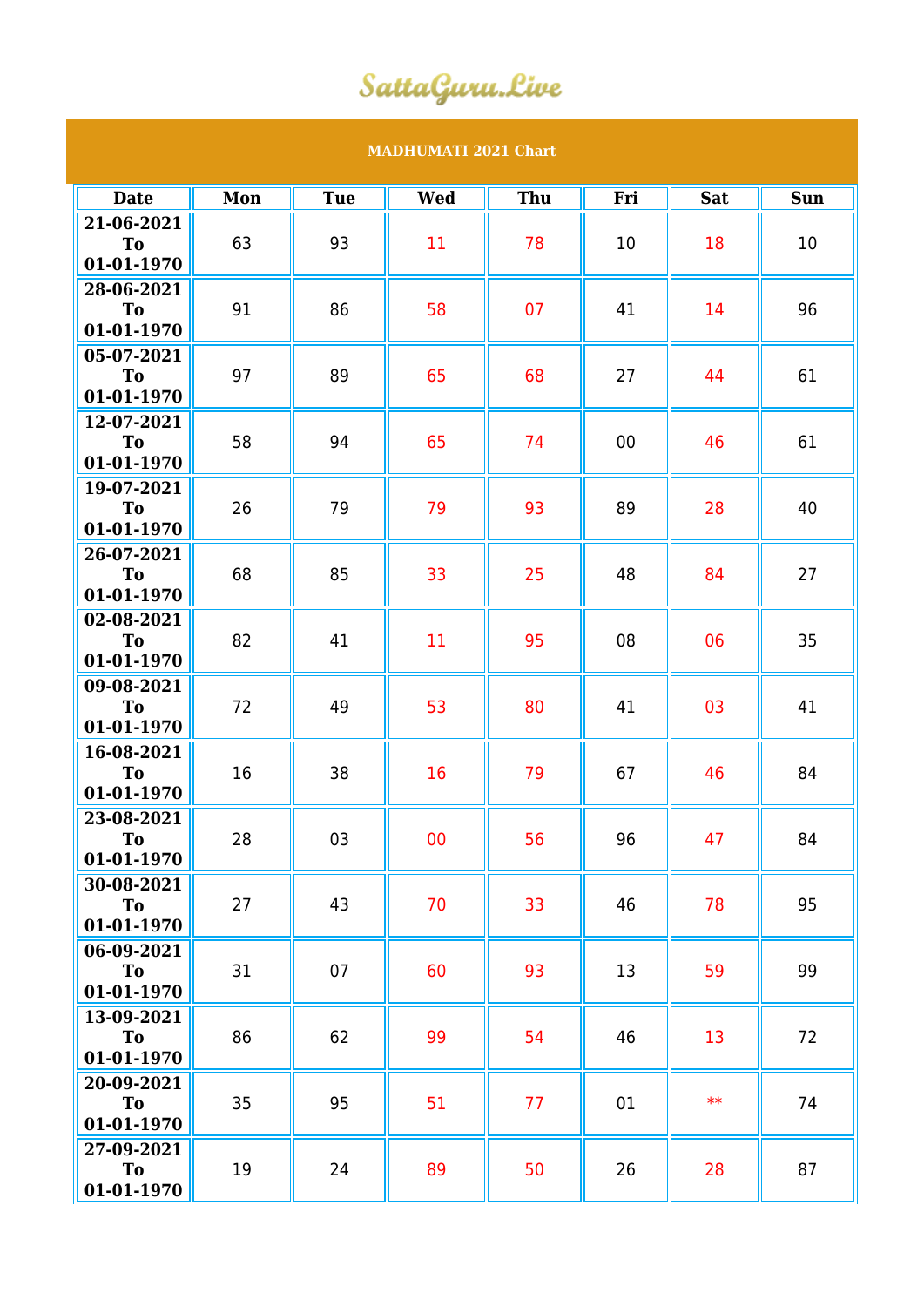SattaGuru.Live

# MADHUMATI 2021 Chart

| Date | Mon | Tue | Wed | Thu | Fri | Sat | Sun |
|---|---|---|---|---|---|---|---|
| 21-06-2021 To 01-01-1970 | 63 | 93 | 11 | 78 | 10 | 18 | 10 |
| 28-06-2021 To 01-01-1970 | 91 | 86 | 58 | 07 | 41 | 14 | 96 |
| 05-07-2021 To 01-01-1970 | 97 | 89 | 65 | 68 | 27 | 44 | 61 |
| 12-07-2021 To 01-01-1970 | 58 | 94 | 65 | 74 | 00 | 46 | 61 |
| 19-07-2021 To 01-01-1970 | 26 | 79 | 79 | 93 | 89 | 28 | 40 |
| 26-07-2021 To 01-01-1970 | 68 | 85 | 33 | 25 | 48 | 84 | 27 |
| 02-08-2021 To 01-01-1970 | 82 | 41 | 11 | 95 | 08 | 06 | 35 |
| 09-08-2021 To 01-01-1970 | 72 | 49 | 53 | 80 | 41 | 03 | 41 |
| 16-08-2021 To 01-01-1970 | 16 | 38 | 16 | 79 | 67 | 46 | 84 |
| 23-08-2021 To 01-01-1970 | 28 | 03 | 00 | 56 | 96 | 47 | 84 |
| 30-08-2021 To 01-01-1970 | 27 | 43 | 70 | 33 | 46 | 78 | 95 |
| 06-09-2021 To 01-01-1970 | 31 | 07 | 60 | 93 | 13 | 59 | 99 |
| 13-09-2021 To 01-01-1970 | 86 | 62 | 99 | 54 | 46 | 13 | 72 |
| 20-09-2021 To 01-01-1970 | 35 | 95 | 51 | 77 | 01 | ** | 74 |
| 27-09-2021 To 01-01-1970 | 19 | 24 | 89 | 50 | 26 | 28 | 87 |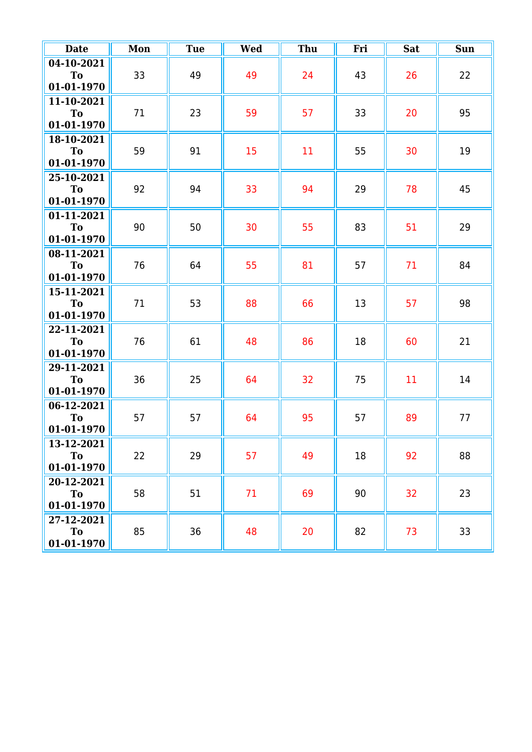| Date | Mon | Tue | Wed | Thu | Fri | Sat | Sun |
|---|---|---|---|---|---|---|---|
| **04-10-2021 To 01-01-1970** | 33 | 49 | 49 | 24 | 43 | 26 | 22 |
| **11-10-2021 To 01-01-1970** | 71 | 23 | 59 | 57 | 33 | 20 | 95 |
| **18-10-2021 To 01-01-1970** | 59 | 91 | 15 | 11 | 55 | 30 | 19 |
| **25-10-2021 To 01-01-1970** | 92 | 94 | 33 | 94 | 29 | 78 | 45 |
| **01-11-2021 To 01-01-1970** | 90 | 50 | 30 | 55 | 83 | 51 | 29 |
| **08-11-2021 To 01-01-1970** | 76 | 64 | 55 | 81 | 57 | 71 | 84 |
| **15-11-2021 To 01-01-1970** | 71 | 53 | 88 | 66 | 13 | 57 | 98 |
| **22-11-2021 To 01-01-1970** | 76 | 61 | 48 | 86 | 18 | 60 | 21 |
| **29-11-2021 To 01-01-1970** | 36 | 25 | 64 | 32 | 75 | 11 | 14 |
| **06-12-2021 To 01-01-1970** | 57 | 57 | 64 | 95 | 57 | 89 | 77 |
| **13-12-2021 To 01-01-1970** | 22 | 29 | 57 | 49 | 18 | 92 | 88 |
| **20-12-2021 To 01-01-1970** | 58 | 51 | 71 | 69 | 90 | 32 | 23 |
| **27-12-2021 To 01-01-1970** | 85 | 36 | 48 | 20 | 82 | 73 | 33 |